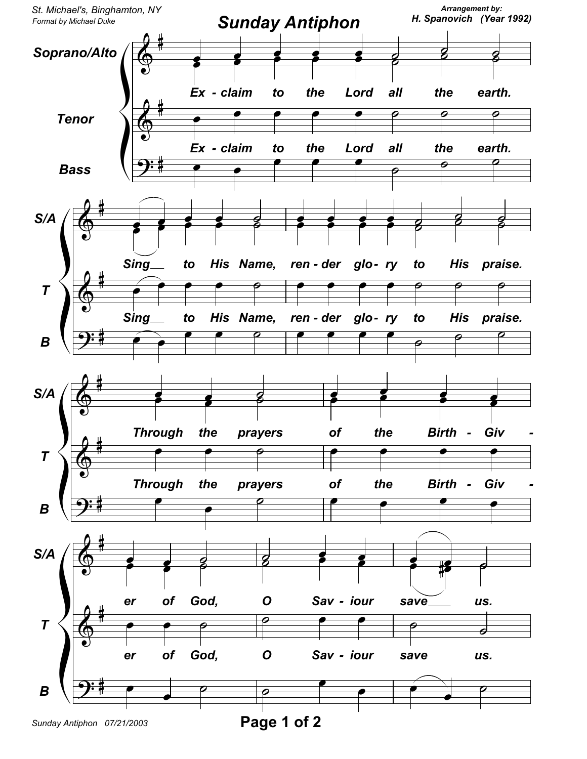St. Michael's, Binghamton, NY
Format by Michael Duke

# Sunday Antiphon

Arrangement by:
H. Spanovich (Year 1992)

**Soprano/Alto, Tenor, Bass**

Ex - claim to the Lord all the earth.

Sing to His Name, ren - der glo - ry to His praise.

Through the prayers of the Birth - Giv - er of God, O Sav - iour save us.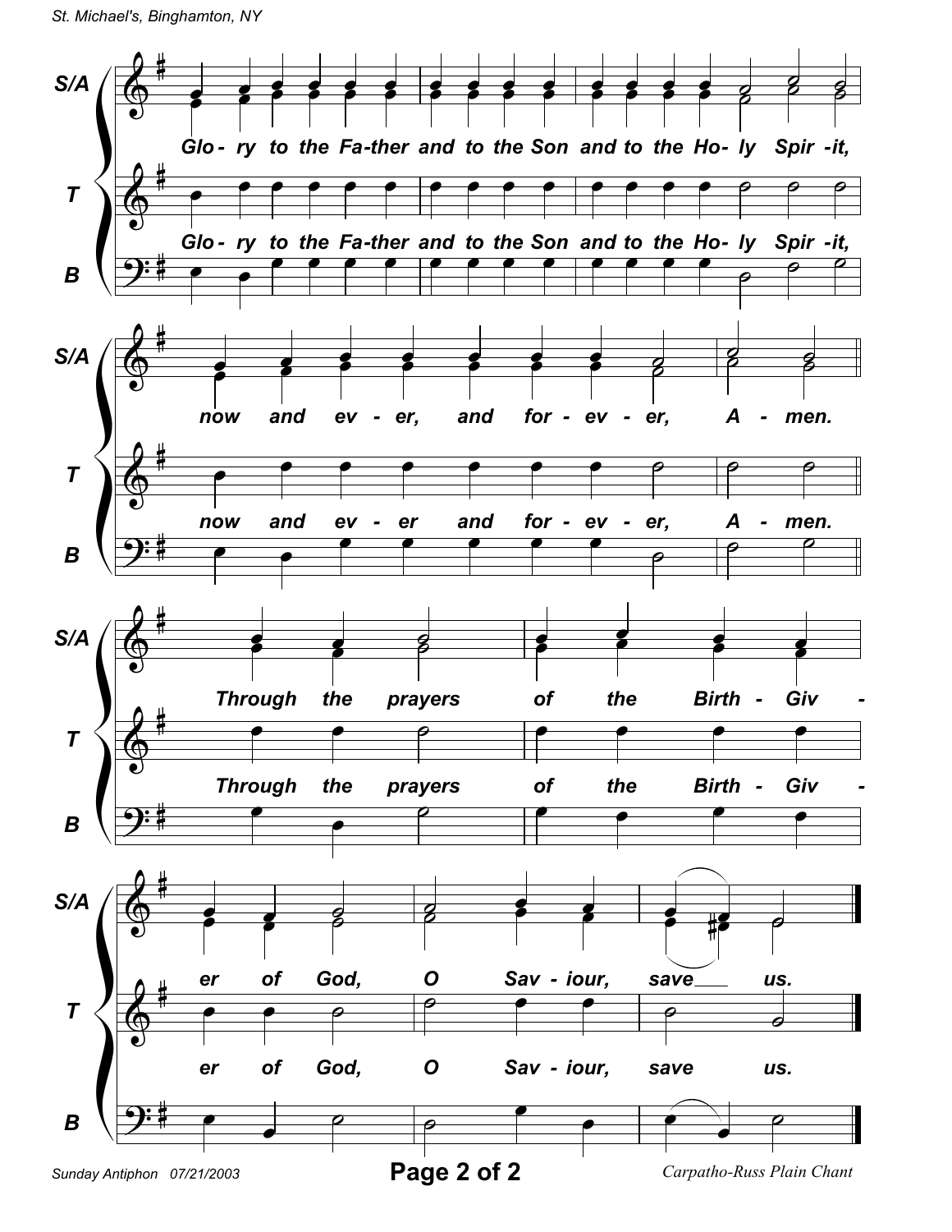S/A

Glo- ry to the Fa-ther and to the Son and to the Ho- ly Spir -it,

T

Glo- ry to the Fa-ther and to the Son and to the Ho- ly Spir -it,

B

S/A

now and ev - er, and for - ev - er, A - men.

T

now and ev - er and for - ev - er, A - men.

B

S/A

Through the prayers of the Birth - Giv -

T

Through the prayers of the Birth - Giv -

B

S/A

er of God, O Sav - iour, save___ us.

T

er of God, O Sav - iour, save us.

B